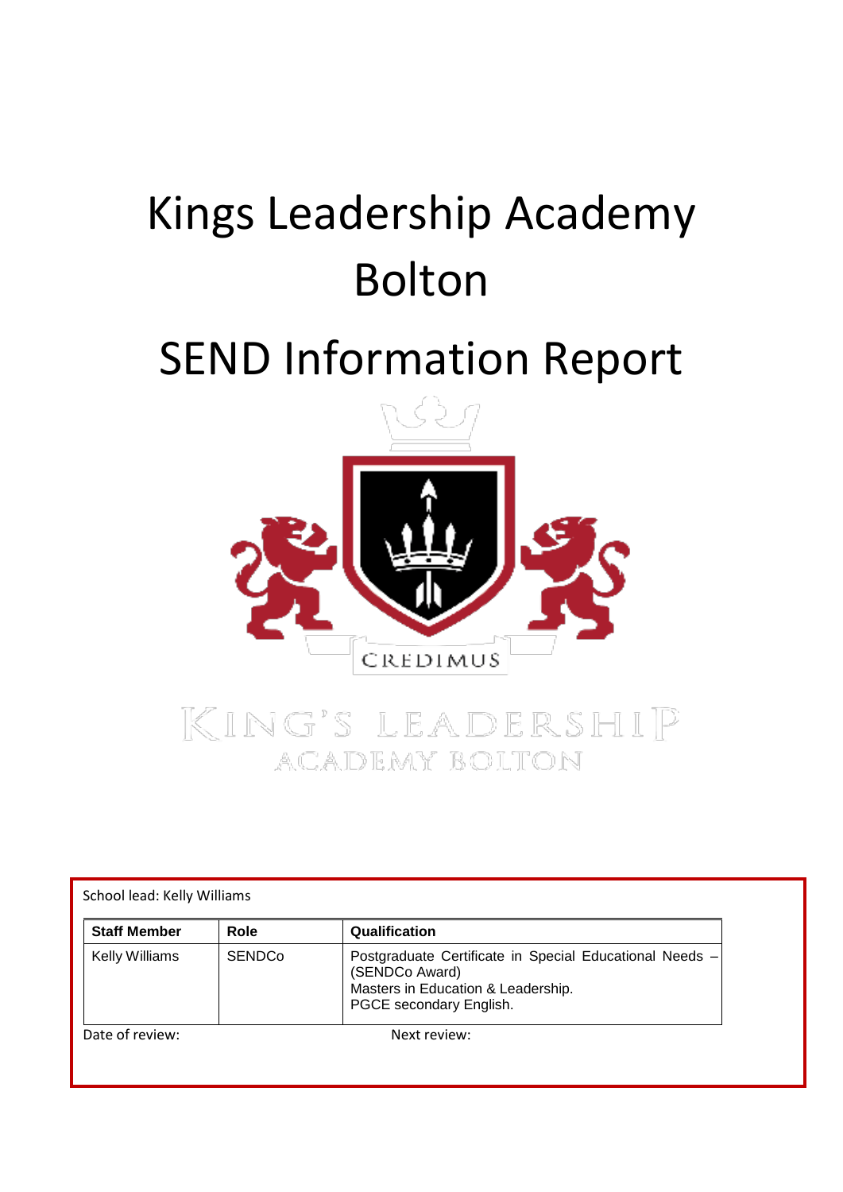# Kings Leadership Academy Bolton

# SEND Information Report

CREDIMUS

KING'S LEADERSHIP ACADEMY BOLTON

School lead: Kelly Williams

| Staff Member | Role | Qualification |
|---|---|---|
| Kelly Williams | SENDCo | Postgraduate Certificate in Special Educational Needs – (SENDCo Award)<br>Masters in Education & Leadership.<br>PGCE secondary English. |

Date of review: Next review: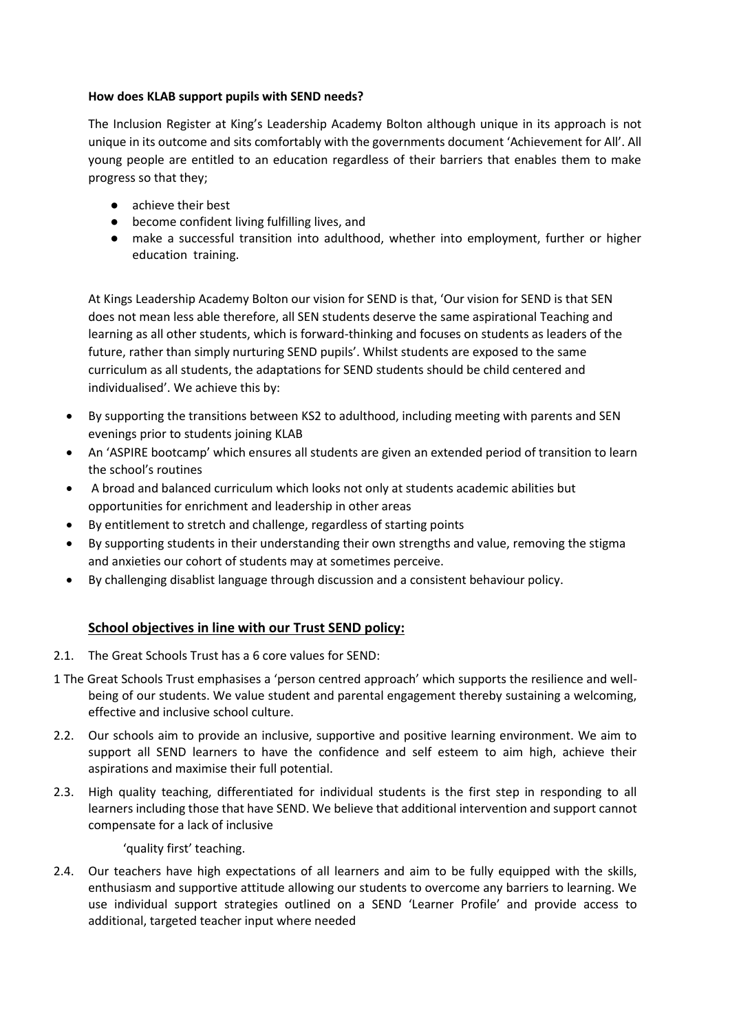**How does KLAB support pupils with SEND needs?**

The Inclusion Register at King's Leadership Academy Bolton although unique in its approach is not unique in its outcome and sits comfortably with the governments document 'Achievement for All'. All young people are entitled to an education regardless of their barriers that enables them to make progress so that they;

- achieve their best
- become confident living fulfilling lives, and
- make a successful transition into adulthood, whether into employment, further or higher education training.

At Kings Leadership Academy Bolton our vision for SEND is that, 'Our vision for SEND is that SEN does not mean less able therefore, all SEN students deserve the same aspirational Teaching and learning as all other students, which is forward-thinking and focuses on students as leaders of the future, rather than simply nurturing SEND pupils'. Whilst students are exposed to the same curriculum as all students, the adaptations for SEND students should be child centered and individualised'. We achieve this by:

- By supporting the transitions between KS2 to adulthood, including meeting with parents and SEN evenings prior to students joining KLAB
- An 'ASPIRE bootcamp' which ensures all students are given an extended period of transition to learn the school's routines
- A broad and balanced curriculum which looks not only at students academic abilities but opportunities for enrichment and leadership in other areas
- By entitlement to stretch and challenge, regardless of starting points
- By supporting students in their understanding their own strengths and value, removing the stigma and anxieties our cohort of students may at sometimes perceive.
- By challenging disablist language through discussion and a consistent behaviour policy.

## School objectives in line with our Trust SEND policy:

2.1. The Great Schools Trust has a 6 core values for SEND:

1 The Great Schools Trust emphasises a 'person centred approach' which supports the resilience and well-being of our students. We value student and parental engagement thereby sustaining a welcoming, effective and inclusive school culture.

2.2. Our schools aim to provide an inclusive, supportive and positive learning environment. We aim to support all SEND learners to have the confidence and self esteem to aim high, achieve their aspirations and maximise their full potential.

2.3. High quality teaching, differentiated for individual students is the first step in responding to all learners including those that have SEND. We believe that additional intervention and support cannot compensate for a lack of inclusive

'quality first' teaching.

2.4. Our teachers have high expectations of all learners and aim to be fully equipped with the skills, enthusiasm and supportive attitude allowing our students to overcome any barriers to learning. We use individual support strategies outlined on a SEND 'Learner Profile' and provide access to additional, targeted teacher input where needed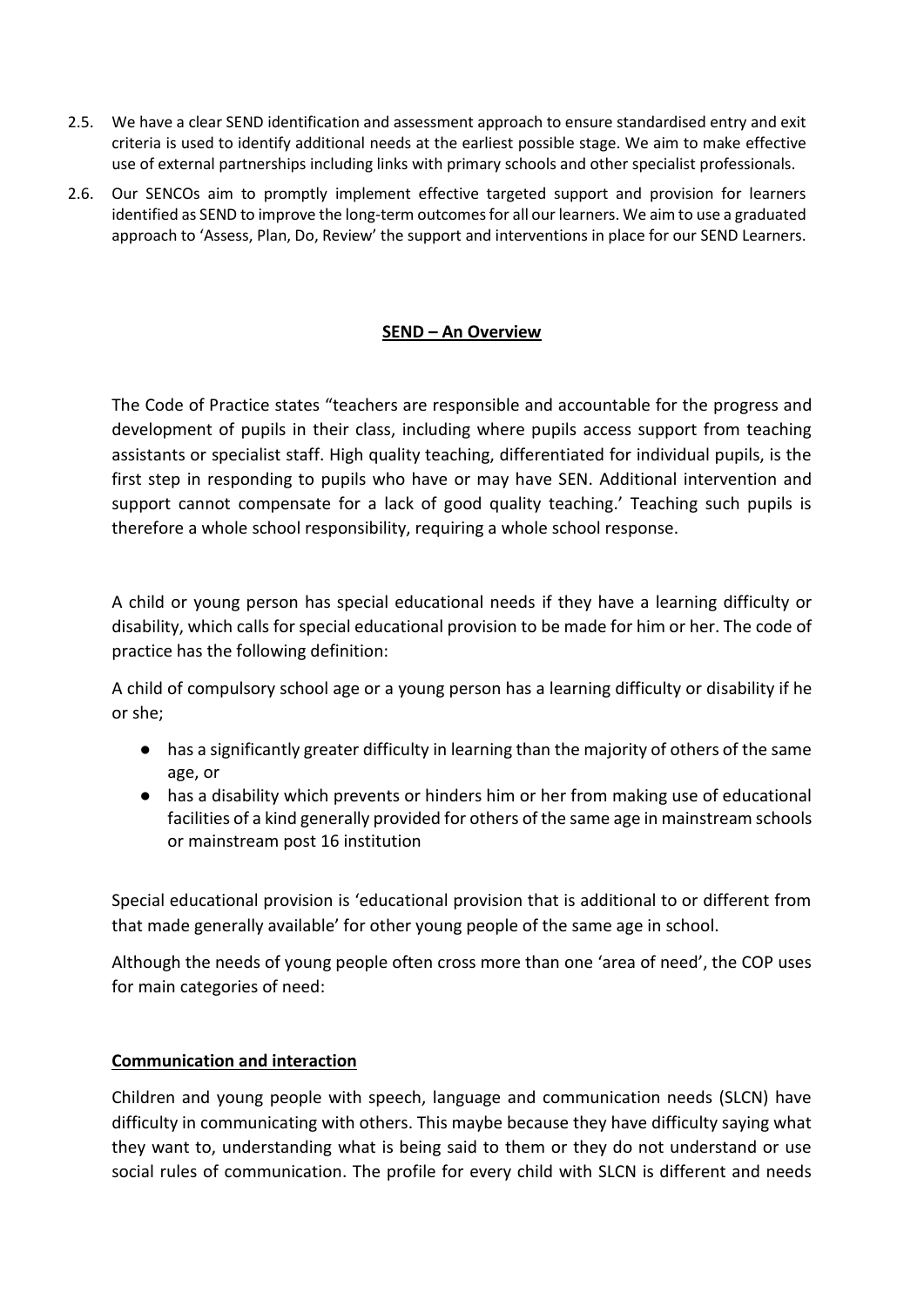2.5. We have a clear SEND identification and assessment approach to ensure standardised entry and exit criteria is used to identify additional needs at the earliest possible stage. We aim to make effective use of external partnerships including links with primary schools and other specialist professionals.

2.6. Our SENCOs aim to promptly implement effective targeted support and provision for learners identified as SEND to improve the long-term outcomes for all our learners. We aim to use a graduated approach to 'Assess, Plan, Do, Review' the support and interventions in place for our SEND Learners.

## SEND – An Overview

The Code of Practice states "teachers are responsible and accountable for the progress and development of pupils in their class, including where pupils access support from teaching assistants or specialist staff. High quality teaching, differentiated for individual pupils, is the first step in responding to pupils who have or may have SEN. Additional intervention and support cannot compensate for a lack of good quality teaching.' Teaching such pupils is therefore a whole school responsibility, requiring a whole school response.

A child or young person has special educational needs if they have a learning difficulty or disability, which calls for special educational provision to be made for him or her. The code of practice has the following definition:

A child of compulsory school age or a young person has a learning difficulty or disability if he or she;

- has a significantly greater difficulty in learning than the majority of others of the same age, or
- has a disability which prevents or hinders him or her from making use of educational facilities of a kind generally provided for others of the same age in mainstream schools or mainstream post 16 institution

Special educational provision is 'educational provision that is additional to or different from that made generally available' for other young people of the same age in school.

Although the needs of young people often cross more than one 'area of need', the COP uses for main categories of need:

### Communication and interaction

Children and young people with speech, language and communication needs (SLCN) have difficulty in communicating with others. This maybe because they have difficulty saying what they want to, understanding what is being said to them or they do not understand or use social rules of communication. The profile for every child with SLCN is different and needs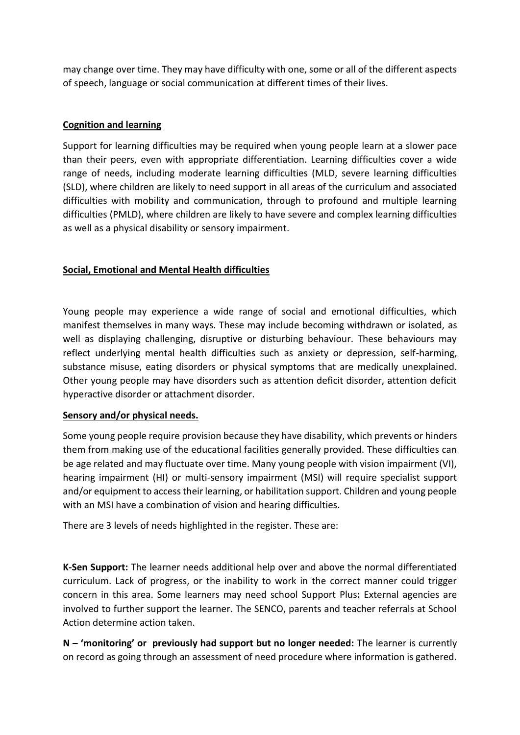may change over time. They may have difficulty with one, some or all of the different aspects of speech, language or social communication at different times of their lives.

**Cognition and learning**

Support for learning difficulties may be required when young people learn at a slower pace than their peers, even with appropriate differentiation. Learning difficulties cover a wide range of needs, including moderate learning difficulties (MLD, severe learning difficulties (SLD), where children are likely to need support in all areas of the curriculum and associated difficulties with mobility and communication, through to profound and multiple learning difficulties (PMLD), where children are likely to have severe and complex learning difficulties as well as a physical disability or sensory impairment.

**Social, Emotional and Mental Health difficulties**

Young people may experience a wide range of social and emotional difficulties, which manifest themselves in many ways. These may include becoming withdrawn or isolated, as well as displaying challenging, disruptive or disturbing behaviour. These behaviours may reflect underlying mental health difficulties such as anxiety or depression, self-harming, substance misuse, eating disorders or physical symptoms that are medically unexplained. Other young people may have disorders such as attention deficit disorder, attention deficit hyperactive disorder or attachment disorder.

**Sensory and/or physical needs.**

Some young people require provision because they have disability, which prevents or hinders them from making use of the educational facilities generally provided. These difficulties can be age related and may fluctuate over time. Many young people with vision impairment (VI), hearing impairment (HI) or multi-sensory impairment (MSI) will require specialist support and/or equipment to access their learning, or habilitation support. Children and young people with an MSI have a combination of vision and hearing difficulties.

There are 3 levels of needs highlighted in the register. These are:

**K-Sen Support:** The learner needs additional help over and above the normal differentiated curriculum. Lack of progress, or the inability to work in the correct manner could trigger concern in this area. Some learners may need school Support Plus**:** External agencies are involved to further support the learner. The SENCO, parents and teacher referrals at School Action determine action taken.

**N – 'monitoring' or previously had support but no longer needed:** The learner is currently on record as going through an assessment of need procedure where information is gathered.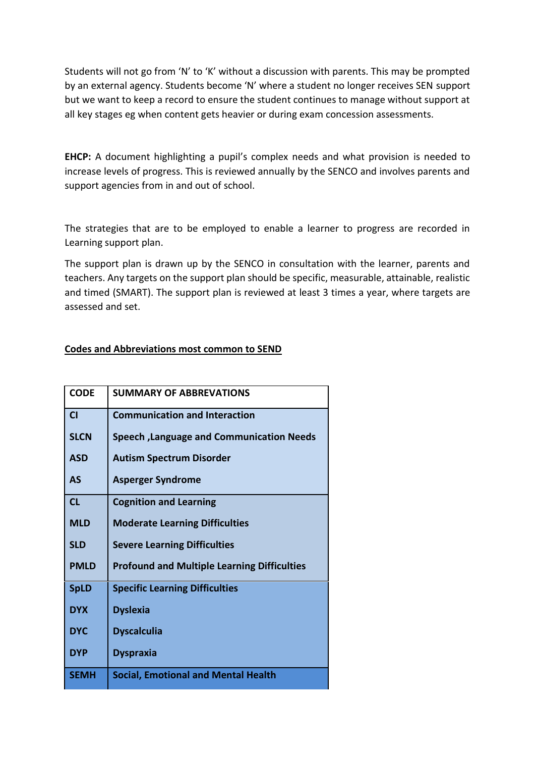Students will not go from 'N' to 'K' without a discussion with parents. This may be prompted by an external agency. Students become 'N' where a student no longer receives SEN support but we want to keep a record to ensure the student continues to manage without support at all key stages eg when content gets heavier or during exam concession assessments.

**EHCP:** A document highlighting a pupil's complex needs and what provision is needed to increase levels of progress. This is reviewed annually by the SENCO and involves parents and support agencies from in and out of school.

The strategies that are to be employed to enable a learner to progress are recorded in Learning support plan.

The support plan is drawn up by the SENCO in consultation with the learner, parents and teachers. Any targets on the support plan should be specific, measurable, attainable, realistic and timed (SMART). The support plan is reviewed at least 3 times a year, where targets are assessed and set.

**Codes and Abbreviations most common to SEND**

| CODE | SUMMARY OF ABBREVATIONS |
|---|---|
| **CI** | **Communication and Interaction** |
| **SLCN** | **Speech ,Language and Communication Needs** |
| **ASD** | **Autism Spectrum Disorder** |
| **AS** | **Asperger Syndrome** |
| **CL** | **Cognition and Learning** |
| **MLD** | **Moderate Learning Difficulties** |
| **SLD** | **Severe Learning Difficulties** |
| **PMLD** | **Profound and Multiple Learning Difficulties** |
| **SpLD** | **Specific Learning Difficulties** |
| **DYX** | **Dyslexia** |
| **DYC** | **Dyscalculia** |
| **DYP** | **Dyspraxia** |
| **SEMH** | **Social, Emotional and Mental Health** |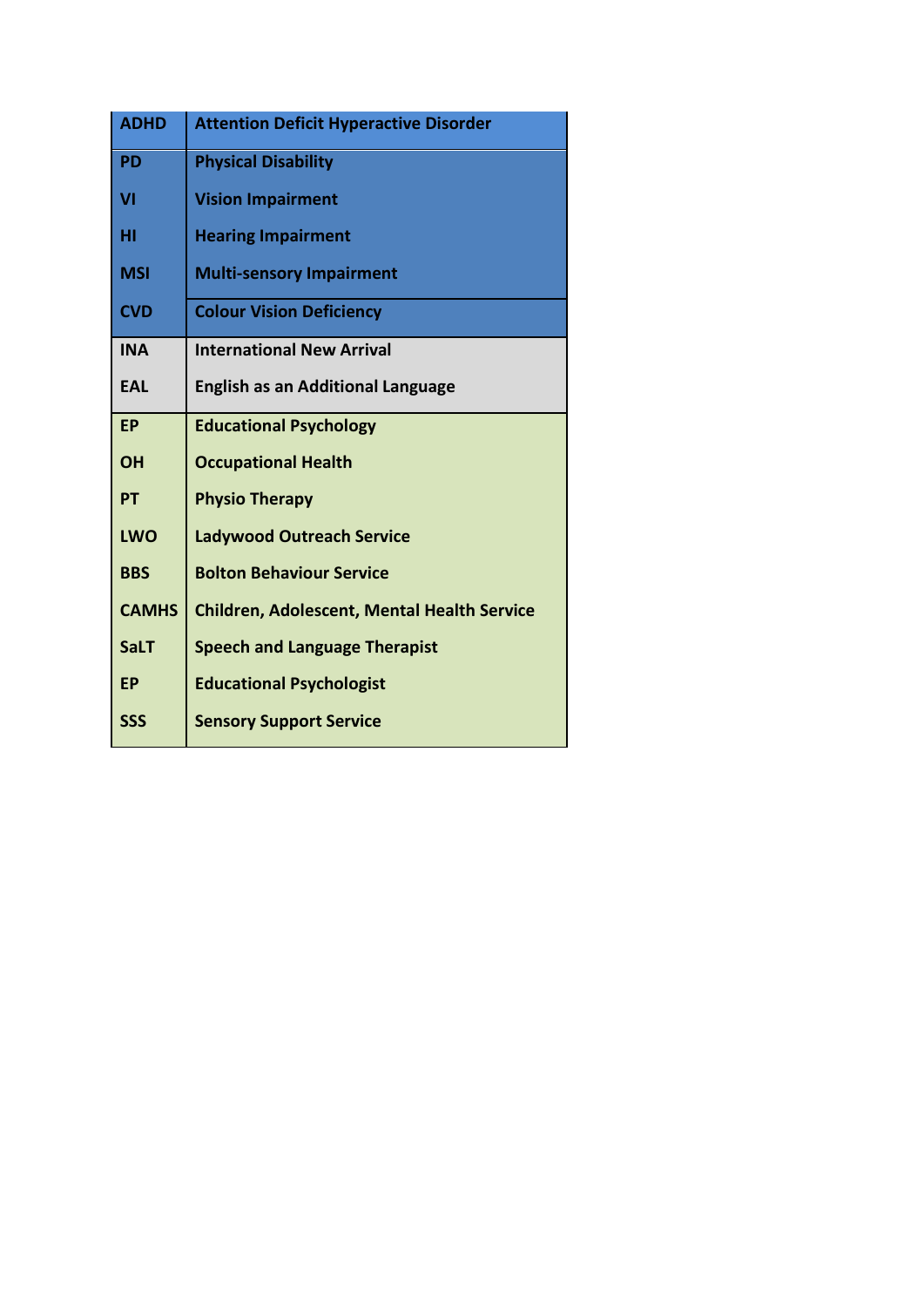| | |
|---|---|
| **ADHD** | **Attention Deficit Hyperactive Disorder** |
| **PD** | **Physical Disability** |
| **VI** | **Vision Impairment** |
| **HI** | **Hearing Impairment** |
| **MSI** | **Multi-sensory Impairment** |
| **CVD** | **Colour Vision Deficiency** |
| **INA** | **International New Arrival** |
| **EAL** | **English as an Additional Language** |
| **EP** | **Educational Psychology** |
| **OH** | **Occupational Health** |
| **PT** | **Physio Therapy** |
| **LWO** | **Ladywood Outreach Service** |
| **BBS** | **Bolton Behaviour Service** |
| **CAMHS** | **Children, Adolescent, Mental Health Service** |
| **SaLT** | **Speech and Language Therapist** |
| **EP** | **Educational Psychologist** |
| **SSS** | **Sensory Support Service** |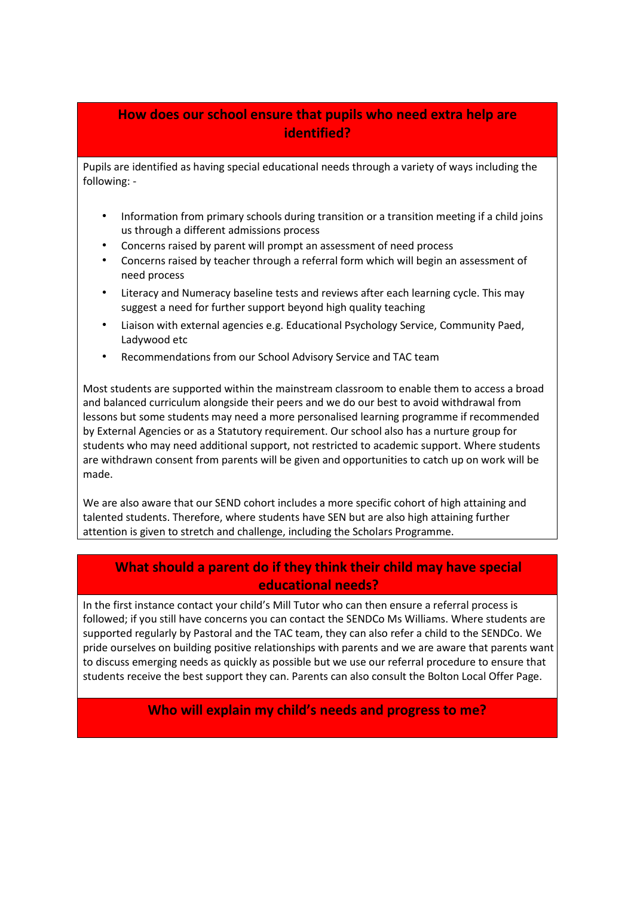## How does our school ensure that pupils who need extra help are identified?

Pupils are identified as having special educational needs through a variety of ways including the following: -

- Information from primary schools during transition or a transition meeting if a child joins us through a different admissions process
- Concerns raised by parent will prompt an assessment of need process
- Concerns raised by teacher through a referral form which will begin an assessment of need process
- Literacy and Numeracy baseline tests and reviews after each learning cycle. This may suggest a need for further support beyond high quality teaching
- Liaison with external agencies e.g. Educational Psychology Service, Community Paed, Ladywood etc
- Recommendations from our School Advisory Service and TAC team

Most students are supported within the mainstream classroom to enable them to access a broad and balanced curriculum alongside their peers and we do our best to avoid withdrawal from lessons but some students may need a more personalised learning programme if recommended by External Agencies or as a Statutory requirement. Our school also has a nurture group for students who may need additional support, not restricted to academic support. Where students are withdrawn consent from parents will be given and opportunities to catch up on work will be made.

We are also aware that our SEND cohort includes a more specific cohort of high attaining and talented students. Therefore, where students have SEN but are also high attaining further attention is given to stretch and challenge, including the Scholars Programme.

## What should a parent do if they think their child may have special educational needs?

In the first instance contact your child's Mill Tutor who can then ensure a referral process is followed; if you still have concerns you can contact the SENDCo Ms Williams. Where students are supported regularly by Pastoral and the TAC team, they can also refer a child to the SENDCo. We pride ourselves on building positive relationships with parents and we are aware that parents want to discuss emerging needs as quickly as possible but we use our referral procedure to ensure that students receive the best support they can. Parents can also consult the Bolton Local Offer Page.

## Who will explain my child's needs and progress to me?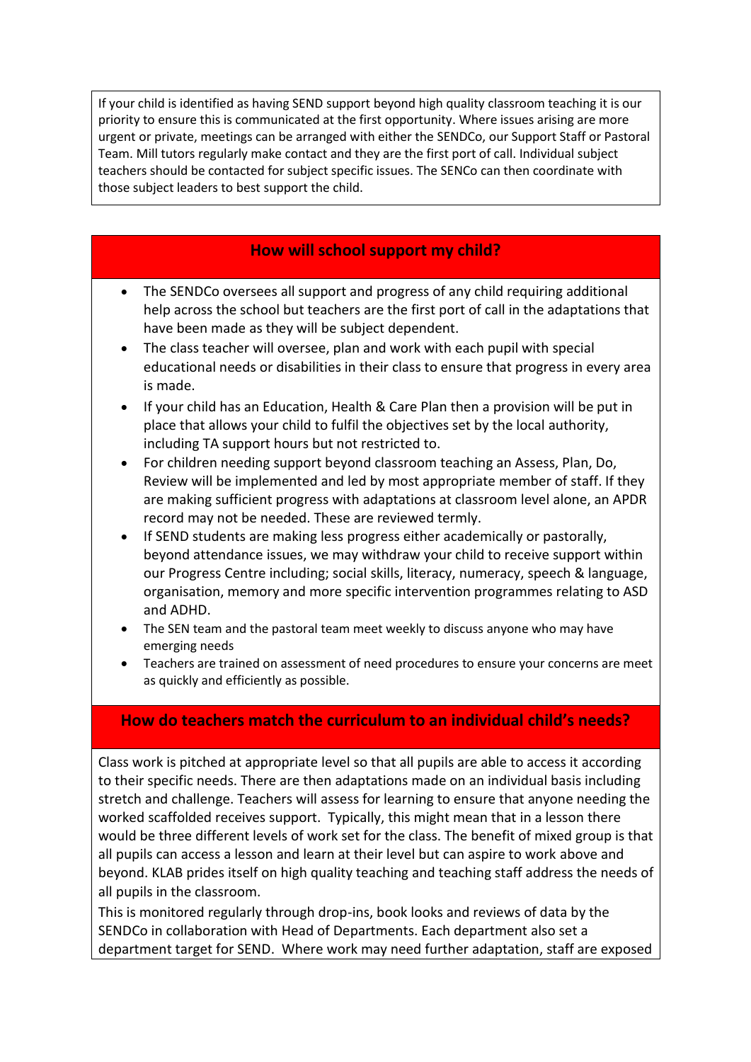If your child is identified as having SEND support beyond high quality classroom teaching it is our priority to ensure this is communicated at the first opportunity. Where issues arising are more urgent or private, meetings can be arranged with either the SENDCo, our Support Staff or Pastoral Team. Mill tutors regularly make contact and they are the first port of call. Individual subject teachers should be contacted for subject specific issues. The SENCo can then coordinate with those subject leaders to best support the child.

## How will school support my child?

- The SENDCo oversees all support and progress of any child requiring additional help across the school but teachers are the first port of call in the adaptations that have been made as they will be subject dependent.
- The class teacher will oversee, plan and work with each pupil with special educational needs or disabilities in their class to ensure that progress in every area is made.
- If your child has an Education, Health & Care Plan then a provision will be put in place that allows your child to fulfil the objectives set by the local authority, including TA support hours but not restricted to.
- For children needing support beyond classroom teaching an Assess, Plan, Do, Review will be implemented and led by most appropriate member of staff. If they are making sufficient progress with adaptations at classroom level alone, an APDR record may not be needed. These are reviewed termly.
- If SEND students are making less progress either academically or pastorally, beyond attendance issues, we may withdraw your child to receive support within our Progress Centre including; social skills, literacy, numeracy, speech & language, organisation, memory and more specific intervention programmes relating to ASD and ADHD.
- The SEN team and the pastoral team meet weekly to discuss anyone who may have emerging needs
- Teachers are trained on assessment of need procedures to ensure your concerns are meet as quickly and efficiently as possible.

## How do teachers match the curriculum to an individual child's needs?

Class work is pitched at appropriate level so that all pupils are able to access it according to their specific needs. There are then adaptations made on an individual basis including stretch and challenge. Teachers will assess for learning to ensure that anyone needing the worked scaffolded receives support. Typically, this might mean that in a lesson there would be three different levels of work set for the class. The benefit of mixed group is that all pupils can access a lesson and learn at their level but can aspire to work above and beyond. KLAB prides itself on high quality teaching and teaching staff address the needs of all pupils in the classroom.

This is monitored regularly through drop-ins, book looks and reviews of data by the SENDCo in collaboration with Head of Departments. Each department also set a department target for SEND. Where work may need further adaptation, staff are exposed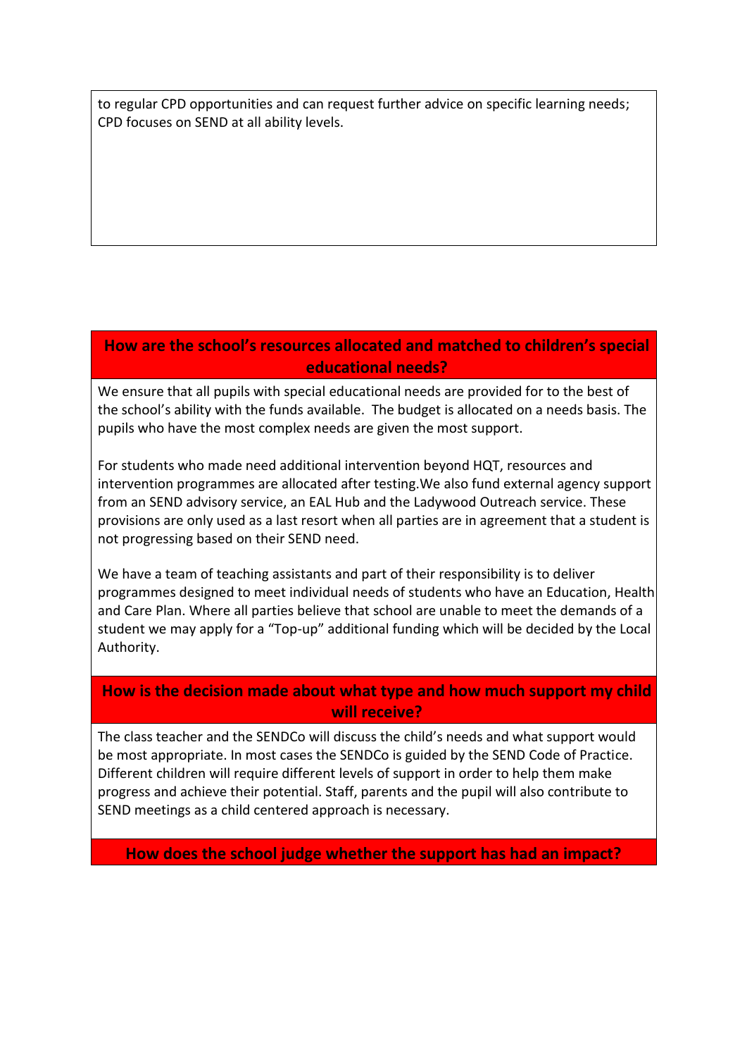to regular CPD opportunities and can request further advice on specific learning needs; CPD focuses on SEND at all ability levels.

## How are the school's resources allocated and matched to children's special educational needs?

We ensure that all pupils with special educational needs are provided for to the best of the school's ability with the funds available. The budget is allocated on a needs basis. The pupils who have the most complex needs are given the most support.

For students who made need additional intervention beyond HQT, resources and intervention programmes are allocated after testing.We also fund external agency support from an SEND advisory service, an EAL Hub and the Ladywood Outreach service. These provisions are only used as a last resort when all parties are in agreement that a student is not progressing based on their SEND need.

We have a team of teaching assistants and part of their responsibility is to deliver programmes designed to meet individual needs of students who have an Education, Health and Care Plan. Where all parties believe that school are unable to meet the demands of a student we may apply for a "Top-up" additional funding which will be decided by the Local Authority.

## How is the decision made about what type and how much support my child will receive?

The class teacher and the SENDCo will discuss the child's needs and what support would be most appropriate. In most cases the SENDCo is guided by the SEND Code of Practice. Different children will require different levels of support in order to help them make progress and achieve their potential. Staff, parents and the pupil will also contribute to SEND meetings as a child centered approach is necessary.

## How does the school judge whether the support has had an impact?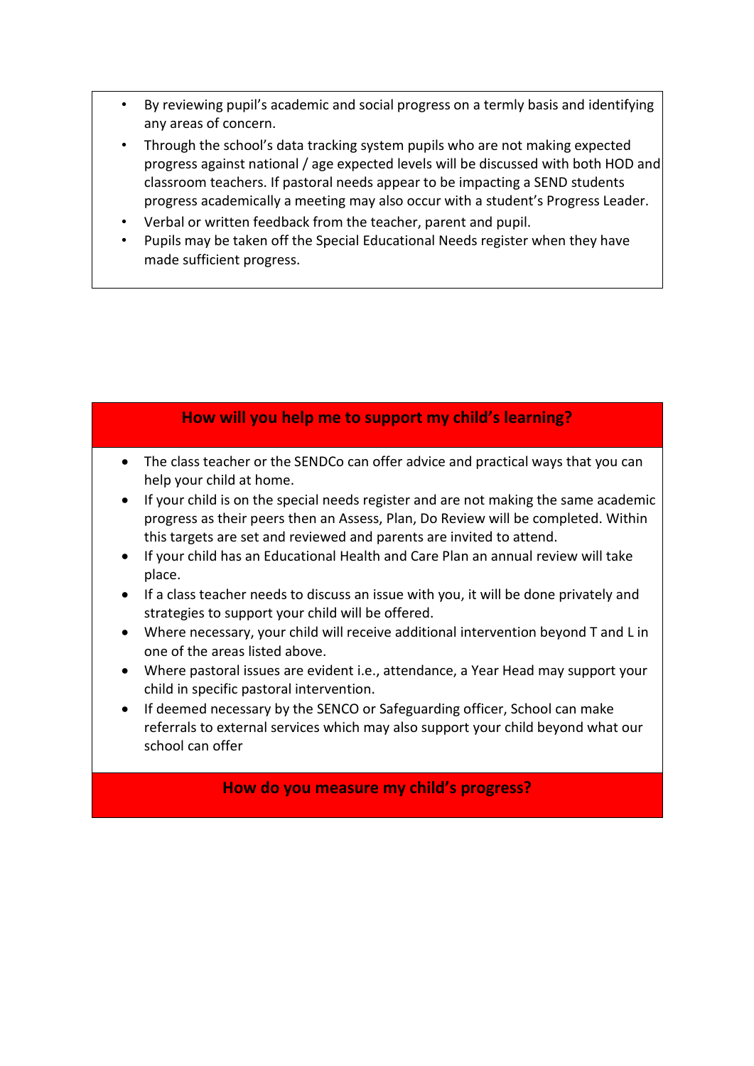- By reviewing pupil's academic and social progress on a termly basis and identifying any areas of concern.
- Through the school's data tracking system pupils who are not making expected progress against national / age expected levels will be discussed with both HOD and classroom teachers. If pastoral needs appear to be impacting a SEND students progress academically a meeting may also occur with a student's Progress Leader.
- Verbal or written feedback from the teacher, parent and pupil.
- Pupils may be taken off the Special Educational Needs register when they have made sufficient progress.

## How will you help me to support my child's learning?

- The class teacher or the SENDCo can offer advice and practical ways that you can help your child at home.
- If your child is on the special needs register and are not making the same academic progress as their peers then an Assess, Plan, Do Review will be completed. Within this targets are set and reviewed and parents are invited to attend.
- If your child has an Educational Health and Care Plan an annual review will take place.
- If a class teacher needs to discuss an issue with you, it will be done privately and strategies to support your child will be offered.
- Where necessary, your child will receive additional intervention beyond T and L in one of the areas listed above.
- Where pastoral issues are evident i.e., attendance, a Year Head may support your child in specific pastoral intervention.
- If deemed necessary by the SENCO or Safeguarding officer, School can make referrals to external services which may also support your child beyond what our school can offer

## How do you measure my child's progress?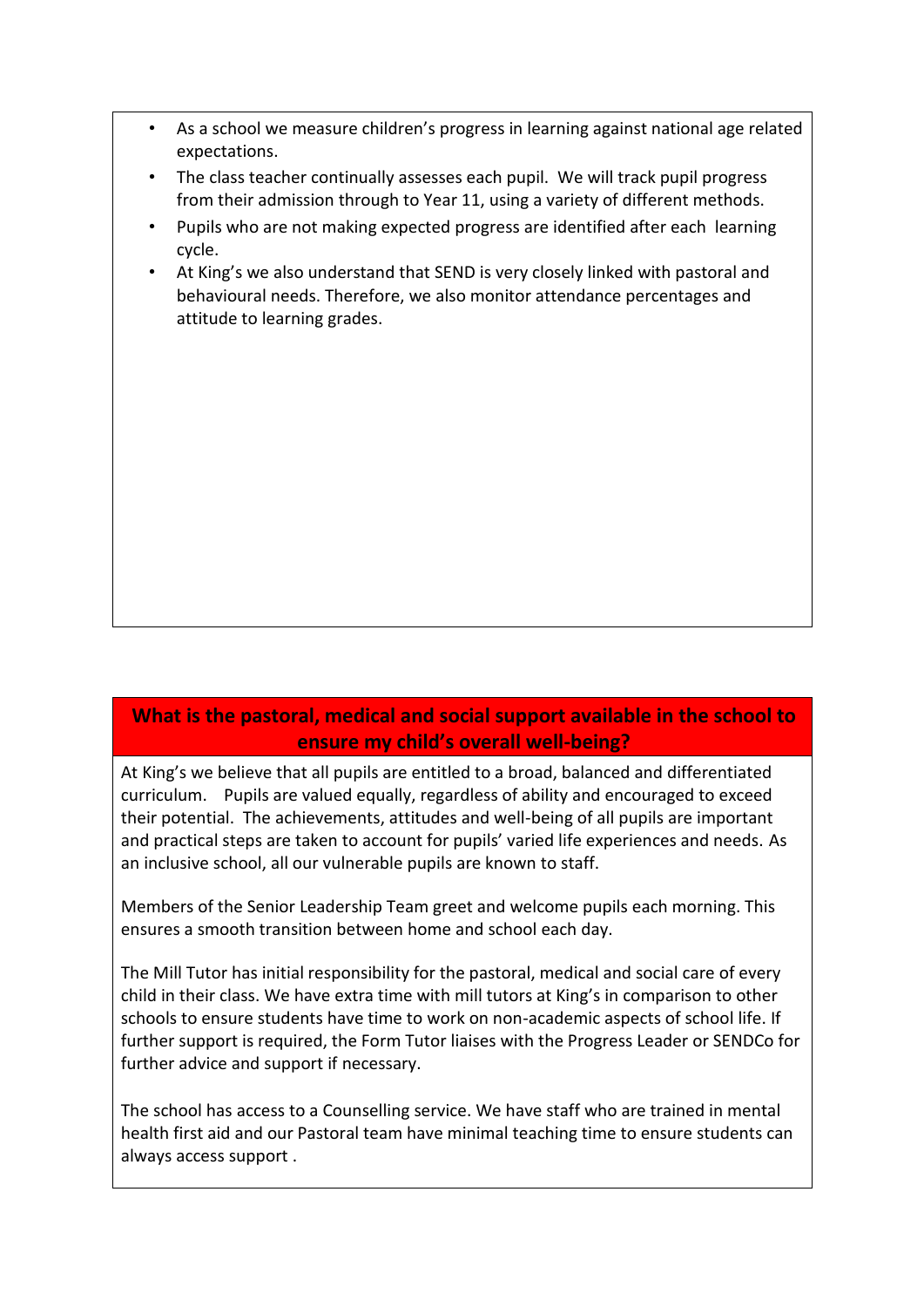- As a school we measure children's progress in learning against national age related expectations.
- The class teacher continually assesses each pupil. We will track pupil progress from their admission through to Year 11, using a variety of different methods.
- Pupils who are not making expected progress are identified after each learning cycle.
- At King's we also understand that SEND is very closely linked with pastoral and behavioural needs. Therefore, we also monitor attendance percentages and attitude to learning grades.

## What is the pastoral, medical and social support available in the school to ensure my child's overall well-being?

At King's we believe that all pupils are entitled to a broad, balanced and differentiated curriculum. Pupils are valued equally, regardless of ability and encouraged to exceed their potential. The achievements, attitudes and well-being of all pupils are important and practical steps are taken to account for pupils' varied life experiences and needs. As an inclusive school, all our vulnerable pupils are known to staff.

Members of the Senior Leadership Team greet and welcome pupils each morning. This ensures a smooth transition between home and school each day.

The Mill Tutor has initial responsibility for the pastoral, medical and social care of every child in their class. We have extra time with mill tutors at King's in comparison to other schools to ensure students have time to work on non-academic aspects of school life. If further support is required, the Form Tutor liaises with the Progress Leader or SENDCo for further advice and support if necessary.

The school has access to a Counselling service. We have staff who are trained in mental health first aid and our Pastoral team have minimal teaching time to ensure students can always access support .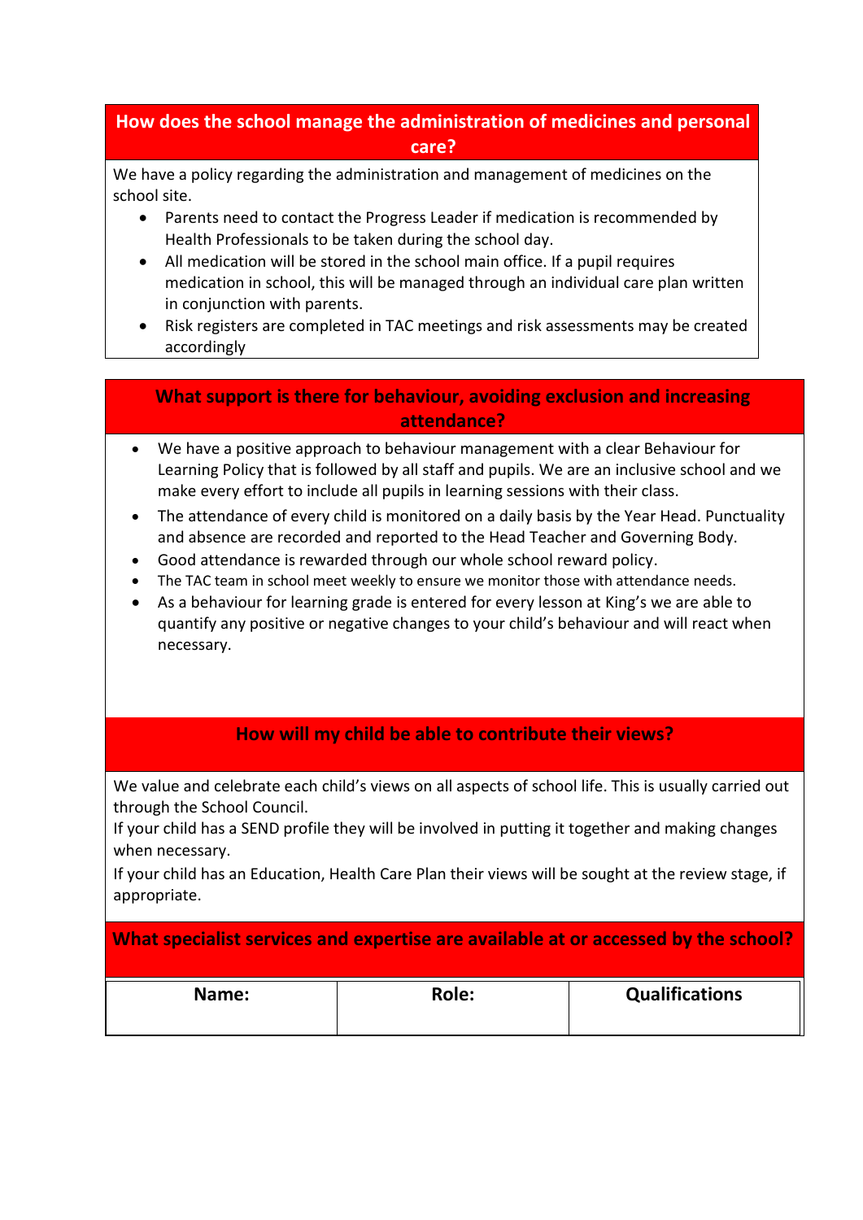## How does the school manage the administration of medicines and personal care?

We have a policy regarding the administration and management of medicines on the school site.

- Parents need to contact the Progress Leader if medication is recommended by Health Professionals to be taken during the school day.
- All medication will be stored in the school main office. If a pupil requires medication in school, this will be managed through an individual care plan written in conjunction with parents.
- Risk registers are completed in TAC meetings and risk assessments may be created accordingly

## What support is there for behaviour, avoiding exclusion and increasing attendance?

- We have a positive approach to behaviour management with a clear Behaviour for Learning Policy that is followed by all staff and pupils. We are an inclusive school and we make every effort to include all pupils in learning sessions with their class.
- The attendance of every child is monitored on a daily basis by the Year Head. Punctuality and absence are recorded and reported to the Head Teacher and Governing Body.
- Good attendance is rewarded through our whole school reward policy.
- The TAC team in school meet weekly to ensure we monitor those with attendance needs.
- As a behaviour for learning grade is entered for every lesson at King's we are able to quantify any positive or negative changes to your child's behaviour and will react when necessary.

## How will my child be able to contribute their views?

We value and celebrate each child's views on all aspects of school life. This is usually carried out through the School Council.

If your child has a SEND profile they will be involved in putting it together and making changes when necessary.

If your child has an Education, Health Care Plan their views will be sought at the review stage, if appropriate.

## What specialist services and expertise are available at or accessed by the school?

| Name: | Role: | Qualifications |
| --- | --- | --- |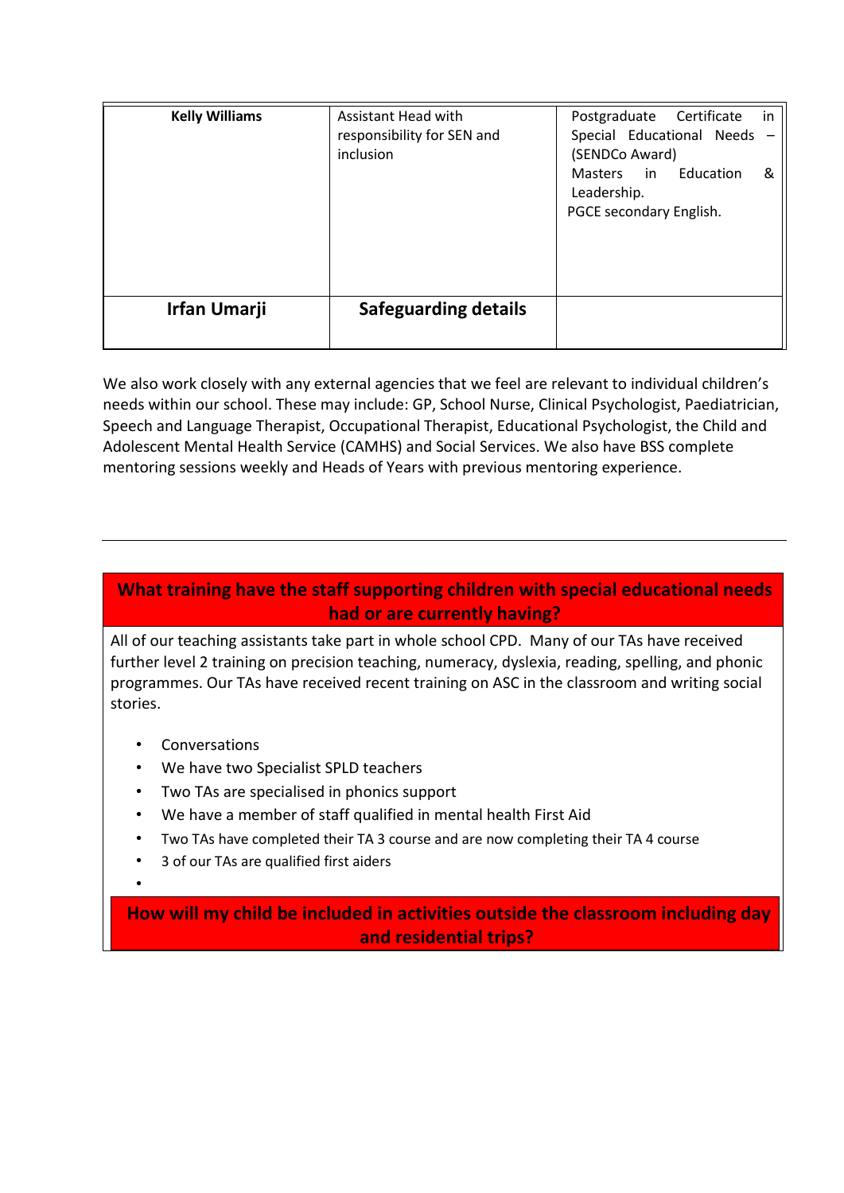| | | |
|---|---|---|
| **Kelly Williams** | Assistant Head with responsibility for SEN and inclusion | Postgraduate Certificate in Special Educational Needs – (SENDCo Award)<br>Masters in Education & Leadership.<br>PGCE secondary English. |
| **Irfan Umarji** | **Safeguarding details** | |

We also work closely with any external agencies that we feel are relevant to individual children's needs within our school. These may include: GP, School Nurse, Clinical Psychologist, Paediatrician, Speech and Language Therapist, Occupational Therapist, Educational Psychologist, the Child and Adolescent Mental Health Service (CAMHS) and Social Services. We also have BSS complete mentoring sessions weekly and Heads of Years with previous mentoring experience.

---

## What training have the staff supporting children with special educational needs had or are currently having?

All of our teaching assistants take part in whole school CPD. Many of our TAs have received further level 2 training on precision teaching, numeracy, dyslexia, reading, spelling, and phonic programmes. Our TAs have received recent training on ASC in the classroom and writing social stories.

- Conversations
- We have two Specialist SPLD teachers
- Two TAs are specialised in phonics support
- We have a member of staff qualified in mental health First Aid
- Two TAs have completed their TA 3 course and are now completing their TA 4 course
- 3 of our TAs are qualified first aiders

## How will my child be included in activities outside the classroom including day and residential trips?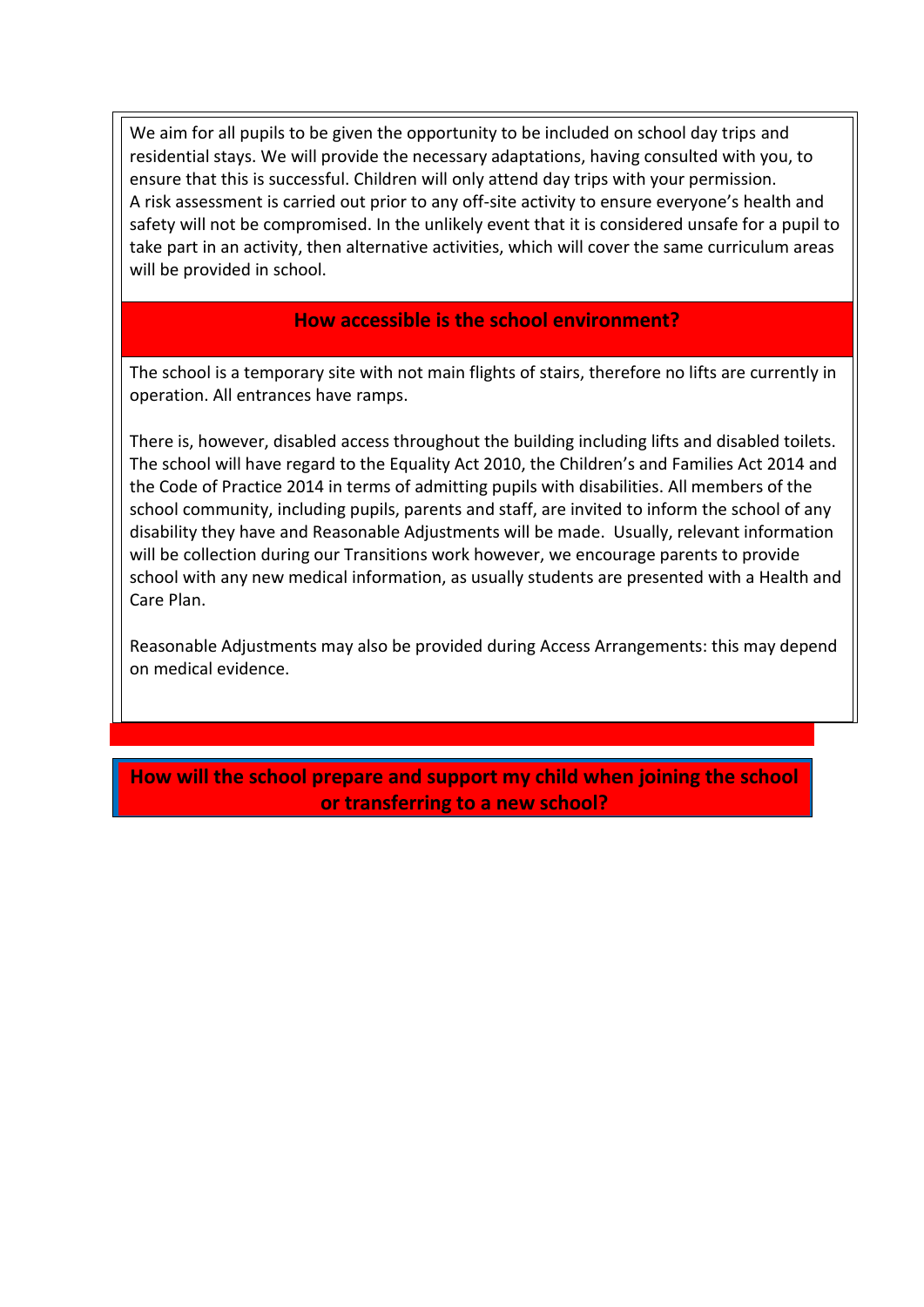We aim for all pupils to be given the opportunity to be included on school day trips and residential stays. We will provide the necessary adaptations, having consulted with you, to ensure that this is successful. Children will only attend day trips with your permission.
A risk assessment is carried out prior to any off-site activity to ensure everyone's health and safety will not be compromised. In the unlikely event that it is considered unsafe for a pupil to take part in an activity, then alternative activities, which will cover the same curriculum areas will be provided in school.

## How accessible is the school environment?

The school is a temporary site with not main flights of stairs, therefore no lifts are currently in operation. All entrances have ramps.

There is, however, disabled access throughout the building including lifts and disabled toilets. The school will have regard to the Equality Act 2010, the Children's and Families Act 2014 and the Code of Practice 2014 in terms of admitting pupils with disabilities. All members of the school community, including pupils, parents and staff, are invited to inform the school of any disability they have and Reasonable Adjustments will be made. Usually, relevant information will be collection during our Transitions work however, we encourage parents to provide school with any new medical information, as usually students are presented with a Health and Care Plan.

Reasonable Adjustments may also be provided during Access Arrangements: this may depend on medical evidence.

## How will the school prepare and support my child when joining the school or transferring to a new school?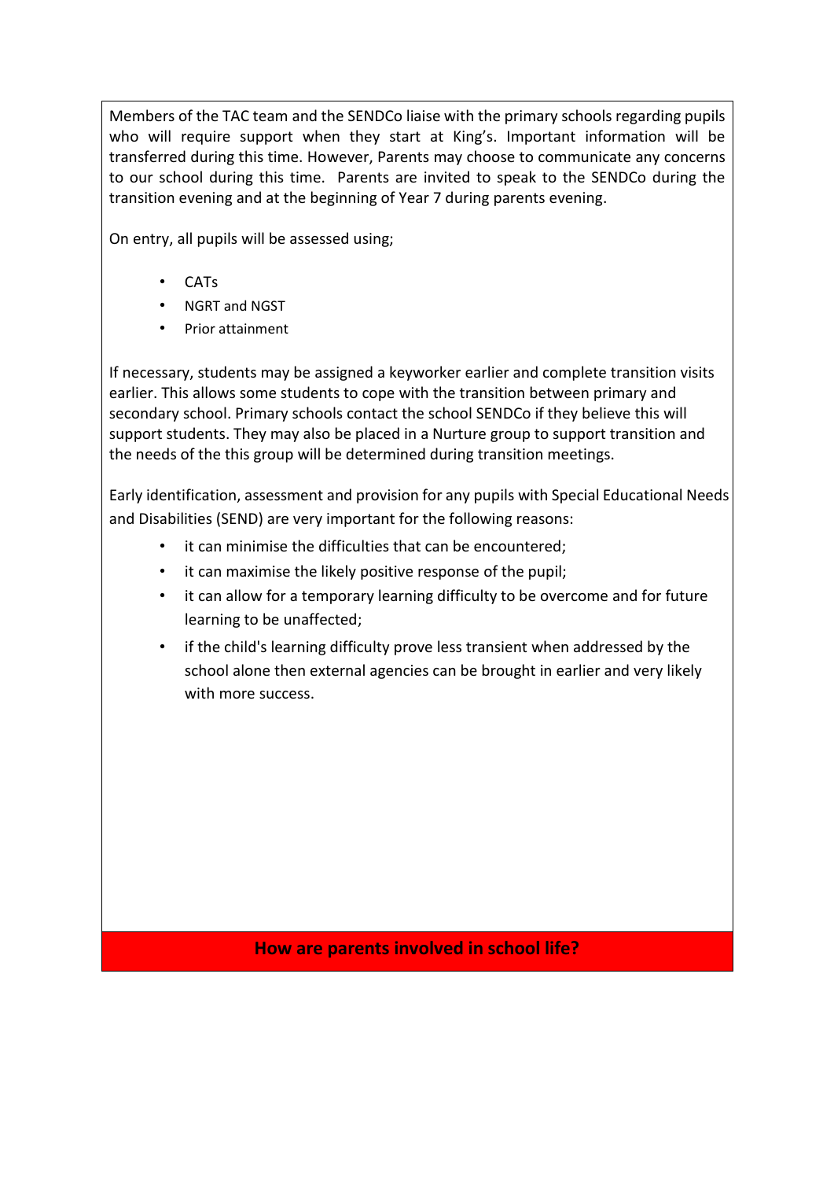Members of the TAC team and the SENDCo liaise with the primary schools regarding pupils who will require support when they start at King's. Important information will be transferred during this time. However, Parents may choose to communicate any concerns to our school during this time. Parents are invited to speak to the SENDCo during the transition evening and at the beginning of Year 7 during parents evening.

On entry, all pupils will be assessed using;

- CATs
- NGRT and NGST
- Prior attainment

If necessary, students may be assigned a keyworker earlier and complete transition visits earlier. This allows some students to cope with the transition between primary and secondary school. Primary schools contact the school SENDCo if they believe this will support students. They may also be placed in a Nurture group to support transition and the needs of the this group will be determined during transition meetings.

Early identification, assessment and provision for any pupils with Special Educational Needs and Disabilities (SEND) are very important for the following reasons:

- it can minimise the difficulties that can be encountered;
- it can maximise the likely positive response of the pupil;
- it can allow for a temporary learning difficulty to be overcome and for future learning to be unaffected;
- if the child's learning difficulty prove less transient when addressed by the school alone then external agencies can be brought in earlier and very likely with more success.

## How are parents involved in school life?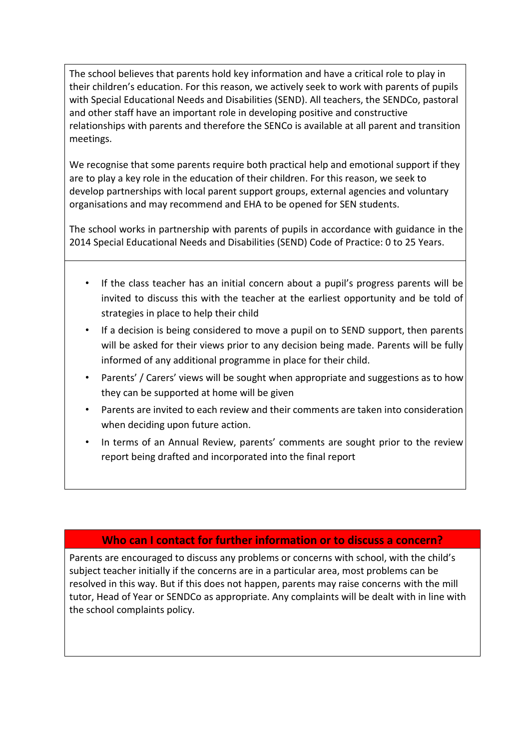The school believes that parents hold key information and have a critical role to play in their children's education. For this reason, we actively seek to work with parents of pupils with Special Educational Needs and Disabilities (SEND). All teachers, the SENDCo, pastoral and other staff have an important role in developing positive and constructive relationships with parents and therefore the SENCo is available at all parent and transition meetings.

We recognise that some parents require both practical help and emotional support if they are to play a key role in the education of their children. For this reason, we seek to develop partnerships with local parent support groups, external agencies and voluntary organisations and may recommend and EHA to be opened for SEN students.

The school works in partnership with parents of pupils in accordance with guidance in the 2014 Special Educational Needs and Disabilities (SEND) Code of Practice: 0 to 25 Years.

- If the class teacher has an initial concern about a pupil's progress parents will be invited to discuss this with the teacher at the earliest opportunity and be told of strategies in place to help their child
- If a decision is being considered to move a pupil on to SEND support, then parents will be asked for their views prior to any decision being made. Parents will be fully informed of any additional programme in place for their child.
- Parents' / Carers' views will be sought when appropriate and suggestions as to how they can be supported at home will be given
- Parents are invited to each review and their comments are taken into consideration when deciding upon future action.
- In terms of an Annual Review, parents' comments are sought prior to the review report being drafted and incorporated into the final report

## Who can I contact for further information or to discuss a concern?

Parents are encouraged to discuss any problems or concerns with school, with the child's subject teacher initially if the concerns are in a particular area, most problems can be resolved in this way. But if this does not happen, parents may raise concerns with the mill tutor, Head of Year or SENDCo as appropriate. Any complaints will be dealt with in line with the school complaints policy.